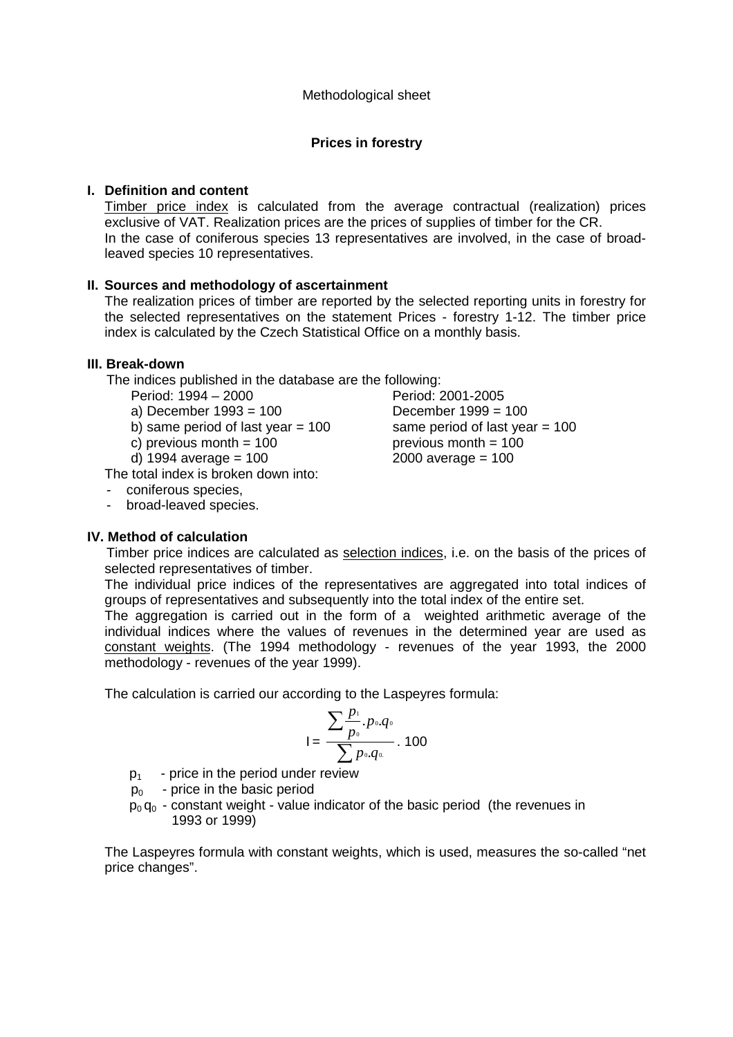Methodological sheet

## Prices in forestry

### I. Definition and content

Timber price index is calculated from the average contractual (realization) prices exclusive of VAT. Realization prices are the prices of supplies of timber for the CR.
In the case of coniferous species 13 representatives are involved, in the case of broad-leaved species 10 representatives.

### II. Sources and methodology of ascertainment

The realization prices of timber are reported by the selected reporting units in forestry for the selected representatives on the statement Prices - forestry 1-12. The timber price index is calculated by the Czech Statistical Office on a monthly basis.

### III. Break-down

The indices published in the database are the following:

| Period: 1994 – 2000 | Period: 2001-2005 |
|---|---|
| a) December 1993 = 100 | December 1999 = 100 |
| b) same period of last year = 100 | same period of last year = 100 |
| c) previous month = 100 | previous month = 100 |
| d) 1994 average = 100 | 2000 average = 100 |

The total index is broken down into:

- coniferous species,
- broad-leaved species.

### IV. Method of calculation

Timber price indices are calculated as selection indices, i.e. on the basis of the prices of selected representatives of timber.

The individual price indices of the representatives are aggregated into total indices of groups of representatives and subsequently into the total index of the entire set.

The aggregation is carried out in the form of a weighted arithmetic average of the individual indices where the values of revenues in the determined year are used as constant weights. (The 1994 methodology - revenues of the year 1993, the 2000 methodology - revenues of the year 1999).

The calculation is carried our according to the Laspeyres formula:

$$I = \frac{\sum \frac{p_1}{p_0} . p_0 . q_0}{\sum p_0 . q_0} . 100$$

$p_1$ - price in the period under review

$p_0$ - price in the basic period

$p_0 q_0$ - constant weight - value indicator of the basic period (the revenues in 1993 or 1999)

The Laspeyres formula with constant weights, which is used, measures the so-called "net price changes".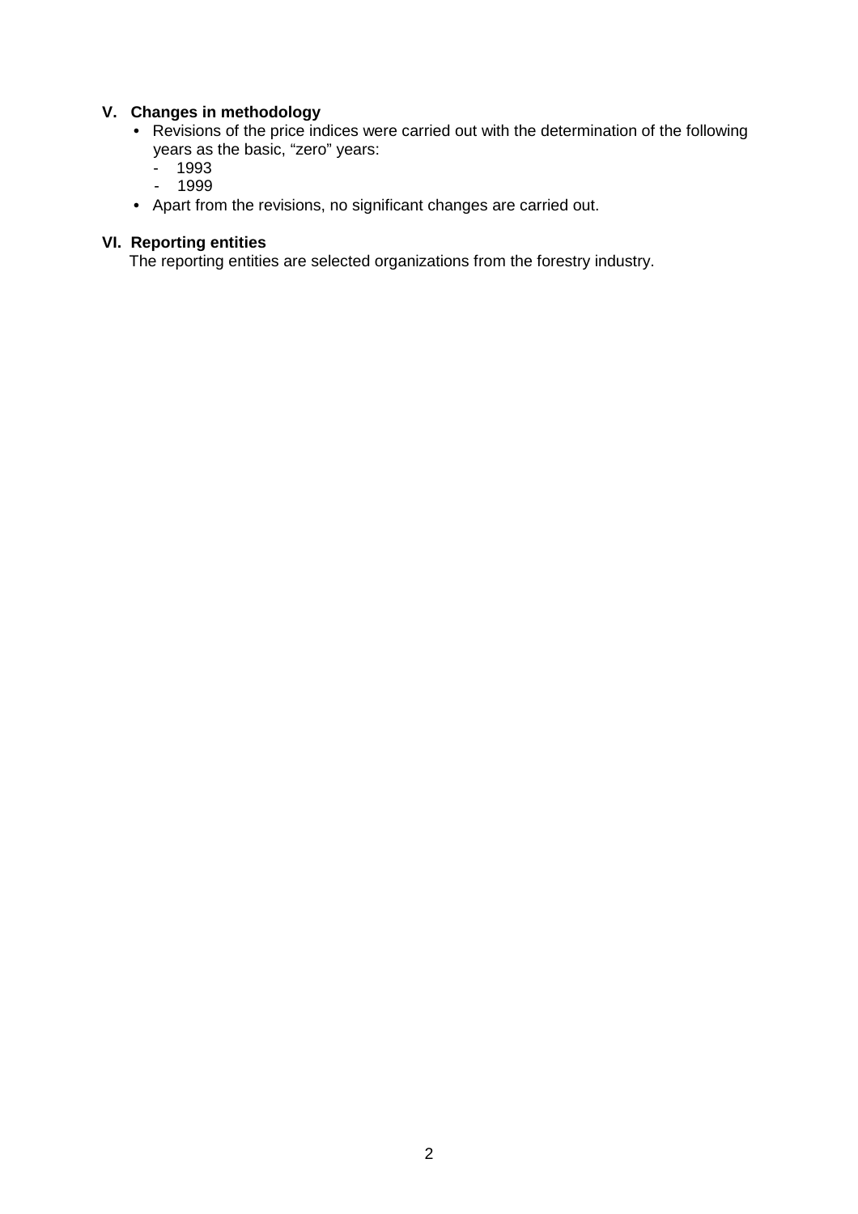## V. Changes in methodology

- Revisions of the price indices were carried out with the determination of the following years as the basic, “zero” years:
  - 1993
  - 1999
- Apart from the revisions, no significant changes are carried out.

## VI. Reporting entities

The reporting entities are selected organizations from the forestry industry.